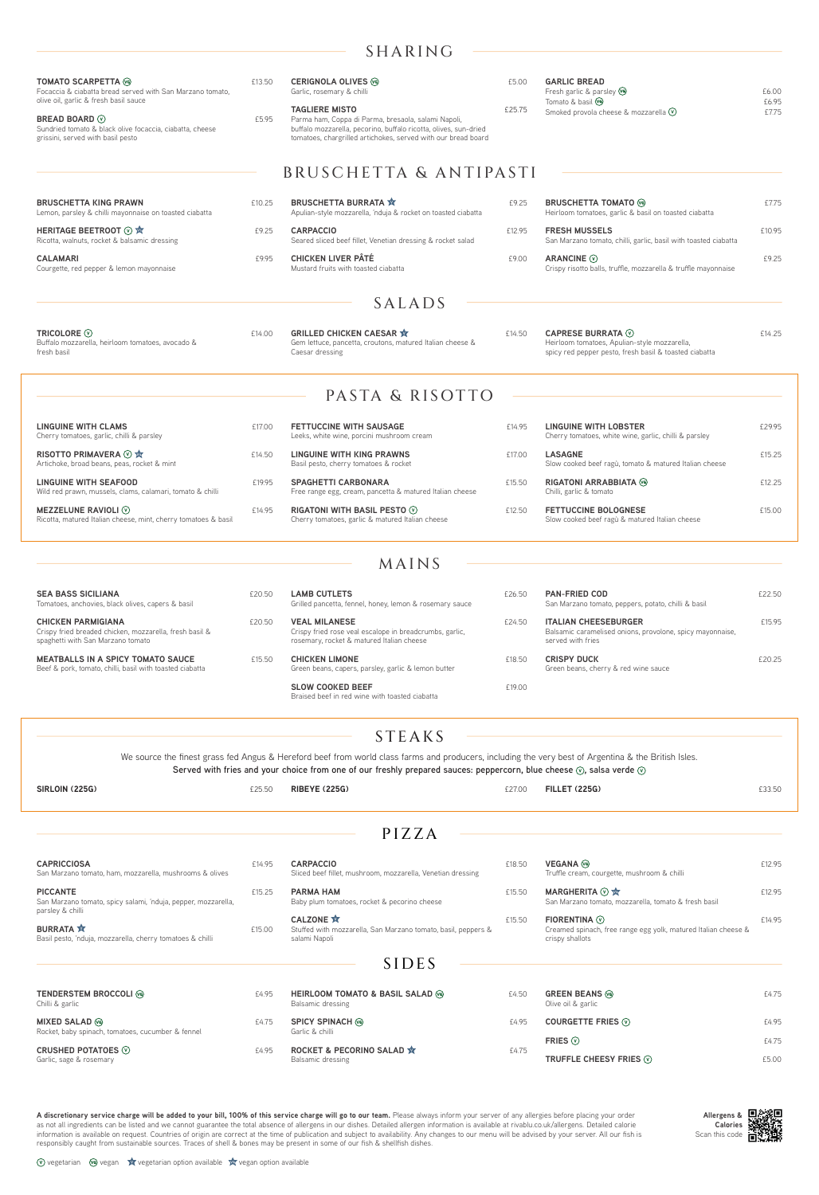## SHARING

**TOMATO SCARPETTA** (VG) — £13.50
Focaccia & ciabatta bread served with San Marzano tomato, olive oil, garlic & fresh basil sauce

**BREAD BOARD** (V) — £5.95
Sundried tomato & black olive focaccia, ciabatta, cheese grissini, served with basil pesto

**CERIGNOLA OLIVES** (VG) — £5.00
Garlic, rosemary & chilli

**TAGLIERE MISTO** — £25.75
Parma ham, Coppa di Parma, bresaola, salami Napoli, buffalo mozzarella, pecorino, buffalo ricotta, olives, sun-dried tomatoes, chargrilled artichokes, served with our bread board

**GARLIC BREAD**
Fresh garlic & parsley (VG) — £6.00
Tomato & basil (VG) — £6.95
Smoked provola cheese & mozzarella (V) — £7.75

## BRUSCHETTA & ANTIPASTI

**BRUSCHETTA KING PRAWN** — £10.25
Lemon, parsley & chilli mayonnaise on toasted ciabatta

**HERITAGE BEETROOT** (V) ★ — £9.25
Ricotta, walnuts, rocket & balsamic dressing

**CALAMARI** — £9.95
Courgette, red pepper & lemon mayonnaise

**BRUSCHETTA BURRATA** ★ — £9.25
Apulian-style mozzarella, 'nduja & rocket on toasted ciabatta

**CARPACCIO** — £12.95
Seared sliced beef fillet, Venetian dressing & rocket salad

**CHICKEN LIVER PÂTÉ** — £9.00
Mustard fruits with toasted ciabatta

**BRUSCHETTA TOMATO** (VG) — £7.75
Heirloom tomatoes, garlic & basil on toasted ciabatta

**FRESH MUSSELS** — £10.95
San Marzano tomato, chilli, garlic, basil with toasted ciabatta

**ARANCINE** (V) — £9.25
Crispy risotto balls, truffle, mozzarella & truffle mayonnaise

## SALADS

**TRICOLORE** (V) — £14.00
Buffalo mozzarella, heirloom tomatoes, avocado & fresh basil

**GRILLED CHICKEN CAESAR** ★ — £14.50
Gem lettuce, pancetta, croutons, matured Italian cheese & Caesar dressing

**CAPRESE BURRATA** (V) — £14.25
Heirloom tomatoes, Apulian-style mozzarella, spicy red pepper pesto, fresh basil & toasted ciabatta

## PASTA & RISOTTO

**LINGUINE WITH CLAMS** — £17.00
Cherry tomatoes, garlic, chilli & parsley

**RISOTTO PRIMAVERA** (V) ★ — £14.50
Artichoke, broad beans, peas, rocket & mint

**LINGUINE WITH SEAFOOD** — £19.95
Wild red prawn, mussels, clams, calamari, tomato & chilli

**MEZZELUNE RAVIOLI** (V) — £14.95
Ricotta, matured Italian cheese, mint, cherry tomatoes & basil

**FETTUCCINE WITH SAUSAGE** — £14.95
Leeks, white wine, porcini mushroom cream

**LINGUINE WITH KING PRAWNS** — £17.00
Basil pesto, cherry tomatoes & rocket

**SPAGHETTI CARBONARA** — £15.50
Free range egg, cream, pancetta & matured Italian cheese

**RIGATONI WITH BASIL PESTO** (V) — £12.50
Cherry tomatoes, garlic & matured Italian cheese

**LINGUINE WITH LOBSTER** — £29.95
Cherry tomatoes, white wine, garlic, chilli & parsley

**LASAGNE** — £15.25
Slow cooked beef ragù, tomato & matured Italian cheese

**RIGATONI ARRABBIATA** (VG) — £12.25
Chilli, garlic & tomato

**FETTUCCINE BOLOGNESE** — £15.00
Slow cooked beef ragù & matured Italian cheese

## MAINS

**SEA BASS SICILIANA** — £20.50
Tomatoes, anchovies, black olives, capers & basil

**CHICKEN PARMIGIANA** — £20.50
Crispy fried breaded chicken, mozzarella, fresh basil & spaghetti with San Marzano tomato

**MEATBALLS IN A SPICY TOMATO SAUCE** — £15.50
Beef & pork, tomato, chilli, basil with toasted ciabatta

**LAMB CUTLETS** — £26.50
Grilled pancetta, fennel, honey, lemon & rosemary sauce

**VEAL MILANESE** — £24.50
Crispy fried rose veal escalope in breadcrumbs, garlic, rosemary, rocket & matured Italian cheese

**CHICKEN LIMONE** — £18.50
Green beans, capers, parsley, garlic & lemon butter

**SLOW COOKED BEEF** — £19.00
Braised beef in red wine with toasted ciabatta

**PAN-FRIED COD** — £22.50
San Marzano tomato, peppers, potato, chilli & basil

**ITALIAN CHEESEBURGER** — £15.95
Balsamic caramelised onions, provolone, spicy mayonnaise, served with fries

**CRISPY DUCK** — £20.25
Green beans, cherry & red wine sauce

## STEAKS

We source the finest grass fed Angus & Hereford beef from world class farms and producers, including the very best of Argentina & the British Isles.
**Served with fries and your choice from one of our freshly prepared sauces: peppercorn, blue cheese (V), salsa verde (V)**

**SIRLOIN (225G)** — £25.50

**RIBEYE (225G)** — £27.00

**FILLET (225G)** — £33.50

## PIZZA

**CAPRICCIOSA** — £14.95
San Marzano tomato, ham, mozzarella, mushrooms & olives

**PICCANTE** — £15.25
San Marzano tomato, spicy salami, 'nduja, pepper, mozzarella, parsley & chilli

**BURRATA** ★ — £15.00
Basil pesto, 'nduja, mozzarella, cherry tomatoes & chilli

**CARPACCIO** — £18.50
Sliced beef fillet, mushroom, mozzarella, Venetian dressing

**PARMA HAM** — £15.50
Baby plum tomatoes, rocket & pecorino cheese

**CALZONE** ★ — £15.50
Stuffed with mozzarella, San Marzano tomato, basil, peppers & salami Napoli

**VEGANA** (VG) — £12.95
Truffle cream, courgette, mushroom & chilli

**MARGHERITA** (V) ★ — £12.95
San Marzano tomato, mozzarella, tomato & fresh basil

**FIORENTINA** (V) — £14.95
Creamed spinach, free range egg yolk, matured Italian cheese & crispy shallots

## SIDES

**TENDERSTEM BROCCOLI** (VG) — £4.95
Chilli & garlic

**MIXED SALAD** (VG) — £4.75
Rocket, baby spinach, tomatoes, cucumber & fennel

**CRUSHED POTATOES** (V) — £4.95
Garlic, sage & rosemary

**HEIRLOOM TOMATO & BASIL SALAD** (VG) — £4.50
Balsamic dressing

**SPICY SPINACH** (VG) — £4.95
Garlic & chilli

**ROCKET & PECORINO SALAD** ★ — £4.75
Balsamic dressing

**GREEN BEANS** (VG) — £4.75
Olive oil & garlic

**COURGETTE FRIES** (V) — £4.95

**FRIES** (V) — £4.75

**TRUFFLE CHEESY FRIES** (V) — £5.00

**A discretionary service charge will be added to your bill, 100% of this service charge will go to our team.** Please always inform your server of any allergies before placing your order as not all ingredients can be listed and we cannot guarantee the total absence of allergens in our dishes. Detailed allergen information is available at rivablu.co.uk/allergens. Detailed calorie information is available on request. Countries of origin are correct at the time of publication and subject to availability. Any changes to our menu will be advised by your server. All our fish is responsibly caught from sustainable sources. Traces of shell & bones may be present in some of our fish & shellfish dishes.

**Allergens & Calories** Scan this code

(V) vegetarian (VG) vegan ★ vegetarian option available ★ vegan option available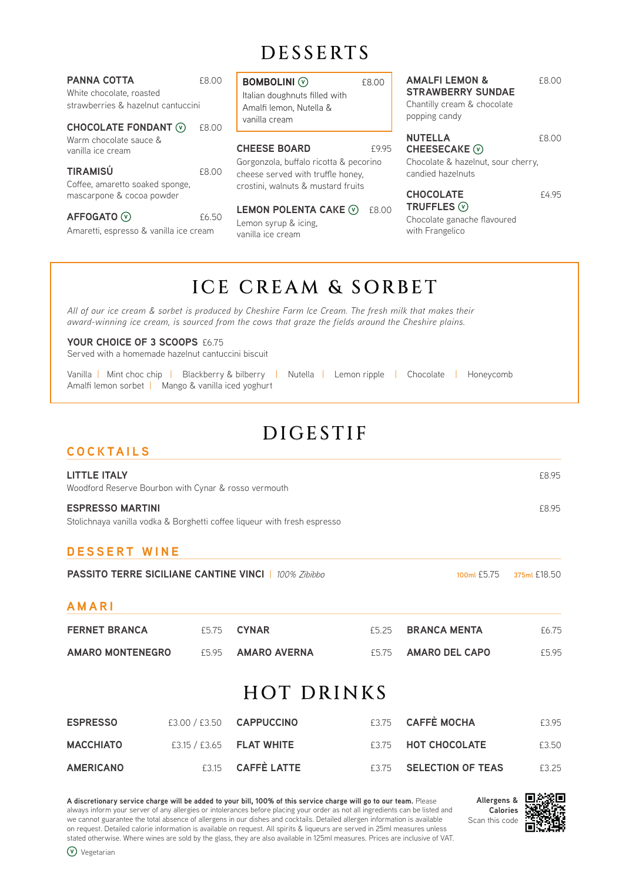# DESSERTS

**PANNA COTTA** £8.00
White chocolate, roasted strawberries & hazelnut cantuccini

**CHOCOLATE FONDANT** (V) £8.00
Warm chocolate sauce & vanilla ice cream

**TIRAMISÚ** £8.00
Coffee, amaretto soaked sponge, mascarpone & cocoa powder

**AFFOGATO** (V) £6.50
Amaretti, espresso & vanilla ice cream

**BOMBOLINI** (V) £8.00
Italian doughnuts filled with Amalfi lemon, Nutella & vanilla cream

**CHEESE BOARD** £9.95
Gorgonzola, buffalo ricotta & pecorino cheese served with truffle honey, crostini, walnuts & mustard fruits

**LEMON POLENTA CAKE** (V) £8.00
Lemon syrup & icing, vanilla ice cream

**AMALFI LEMON & STRAWBERRY SUNDAE** £8.00
Chantilly cream & chocolate popping candy

**NUTELLA CHEESECAKE** (V) £8.00
Chocolate & hazelnut, sour cherry, candied hazelnuts

**CHOCOLATE TRUFFLES** (V) £4.95
Chocolate ganache flavoured with Frangelico

# ICE CREAM & SORBET

*All of our ice cream & sorbet is produced by Cheshire Farm Ice Cream. The fresh milk that makes their award-winning ice cream, is sourced from the cows that graze the fields around the Cheshire plains.*

**YOUR CHOICE OF 3 SCOOPS** £6.75
Served with a homemade hazelnut cantuccini biscuit

Vanilla | Mint choc chip | Blackberry & bilberry | Nutella | Lemon ripple | Chocolate | Honeycomb
Amalfi lemon sorbet | Mango & vanilla iced yoghurt

# DIGESTIF

## COCKTAILS

**LITTLE ITALY** £8.95
Woodford Reserve Bourbon with Cynar & rosso vermouth

**ESPRESSO MARTINI** £8.95
Stolichnaya vanilla vodka & Borghetti coffee liqueur with fresh espresso

## DESSERT WINE

**PASSITO TERRE SICILIANE CANTINE VINCI** | *100% Zibibbo* — 100ml £5.75 | 375ml £18.50

## AMARI

| | | | | | |
|---|---|---|---|---|---|
| **FERNET BRANCA** | £5.75 | **CYNAR** | £5.25 | **BRANCA MENTA** | £6.75 |
| **AMARO MONTENEGRO** | £5.95 | **AMARO AVERNA** | £5.75 | **AMARO DEL CAPO** | £5.95 |

# HOT DRINKS

| | | | | | |
|---|---|---|---|---|---|
| **ESPRESSO** | £3.00 / £3.50 | **CAPPUCCINO** | £3.75 | **CAFFÈ MOCHA** | £3.95 |
| **MACCHIATO** | £3.15 / £3.65 | **FLAT WHITE** | £3.75 | **HOT CHOCOLATE** | £3.50 |
| **AMERICANO** | £3.15 | **CAFFÈ LATTE** | £3.75 | **SELECTION OF TEAS** | £3.25 |

**A discretionary service charge will be added to your bill, 100% of this service charge will go to our team.** Please always inform your server of any allergies or intolerances before placing your order as not all ingredients can be listed and we cannot guarantee the total absence of allergens in our dishes and cocktails. Detailed allergen information is available on request. Detailed calorie information is available on request. All spirits & liqueurs are served in 25ml measures unless stated otherwise. Where wines are sold by the glass, they are also available in 125ml measures. Prices are inclusive of VAT.

**Allergens & Calories** Scan this code

(V) Vegetarian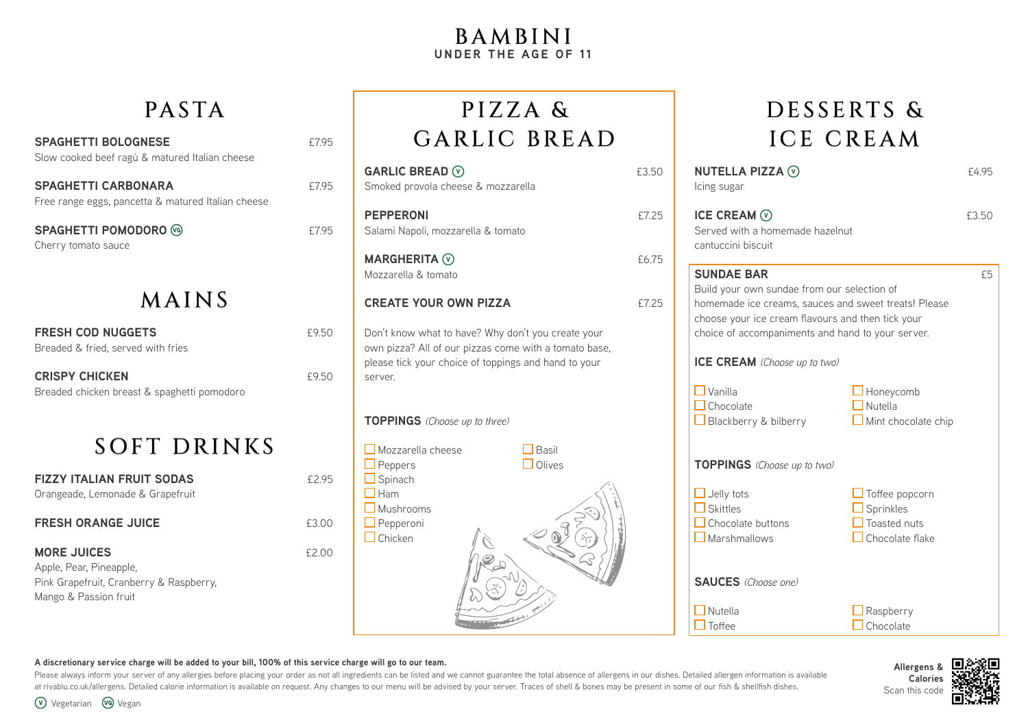# BAMBINI
**UNDER THE AGE OF 11**

## PASTA

**SPAGHETTI BOLOGNESE** £7.95
Slow cooked beef ragù & matured Italian cheese

**SPAGHETTI CARBONARA** £7.95
Free range eggs, pancetta & matured Italian cheese

**SPAGHETTI POMODORO** (VG) £7.95
Cherry tomato sauce

## MAINS

**FRESH COD NUGGETS** £9.50
Breaded & fried, served with fries

**CRISPY CHICKEN** £9.50
Breaded chicken breast & spaghetti pomodoro

## SOFT DRINKS

**FIZZY ITALIAN FRUIT SODAS** £2.95
Orangeade, Lemonade & Grapefruit

**FRESH ORANGE JUICE** £3.00

**MORE JUICES** £2.00
Apple, Pear, Pineapple,
Pink Grapefruit, Cranberry & Raspberry,
Mango & Passion fruit

## PIZZA & GARLIC BREAD

**GARLIC BREAD** (V) £3.50
Smoked provola cheese & mozzarella

**PEPPERONI** £7.25
Salami Napoli, mozzarella & tomato

**MARGHERITA** (V) £6.75
Mozzarella & tomato

**CREATE YOUR OWN PIZZA** £7.25

Don't know what to have? Why don't you create your own pizza? All of our pizzas come with a tomato base, please tick your choice of toppings and hand to your server.

**TOPPINGS** *(Choose up to three)*

- ☐ Mozzarella cheese
- ☐ Peppers
- ☐ Spinach
- ☐ Ham
- ☐ Mushrooms
- ☐ Pepperoni
- ☐ Chicken
- ☐ Basil
- ☐ Olives

## DESSERTS & ICE CREAM

**NUTELLA PIZZA** (V) £4.95
Icing sugar

**ICE CREAM** (V) £3.50
Served with a homemade hazelnut cantuccini biscuit

**SUNDAE BAR** £5
Build your own sundae from our selection of homemade ice creams, sauces and sweet treats! Please choose your ice cream flavours and then tick your choice of accompaniments and hand to your server.

**ICE CREAM** *(Choose up to two)*

- ☐ Vanilla
- ☐ Chocolate
- ☐ Blackberry & bilberry
- ☐ Honeycomb
- ☐ Nutella
- ☐ Mint chocolate chip

**TOPPINGS** *(Choose up to two)*

- ☐ Jelly tots
- ☐ Skittles
- ☐ Chocolate buttons
- ☐ Marshmallows
- ☐ Toffee popcorn
- ☐ Sprinkles
- ☐ Toasted nuts
- ☐ Chocolate flake

**SAUCES** *(Choose one)*

- ☐ Nutella
- ☐ Toffee
- ☐ Raspberry
- ☐ Chocolate

**A discretionary service charge will be added to your bill, 100% of this service charge will go to our team.**

Please always inform your server of any allergies before placing your order as not all ingredients can be listed and we cannot guarantee the total absence of allergens in our dishes. Detailed allergen information is available at rivablu.co.uk/allergens. Detailed calorie information is available on request. Any changes to our menu will be advised by your server. Traces of shell & bones may be present in some of our fish & shellfish dishes.

**Allergens & Calories** Scan this code

(V) Vegetarian (VG) Vegan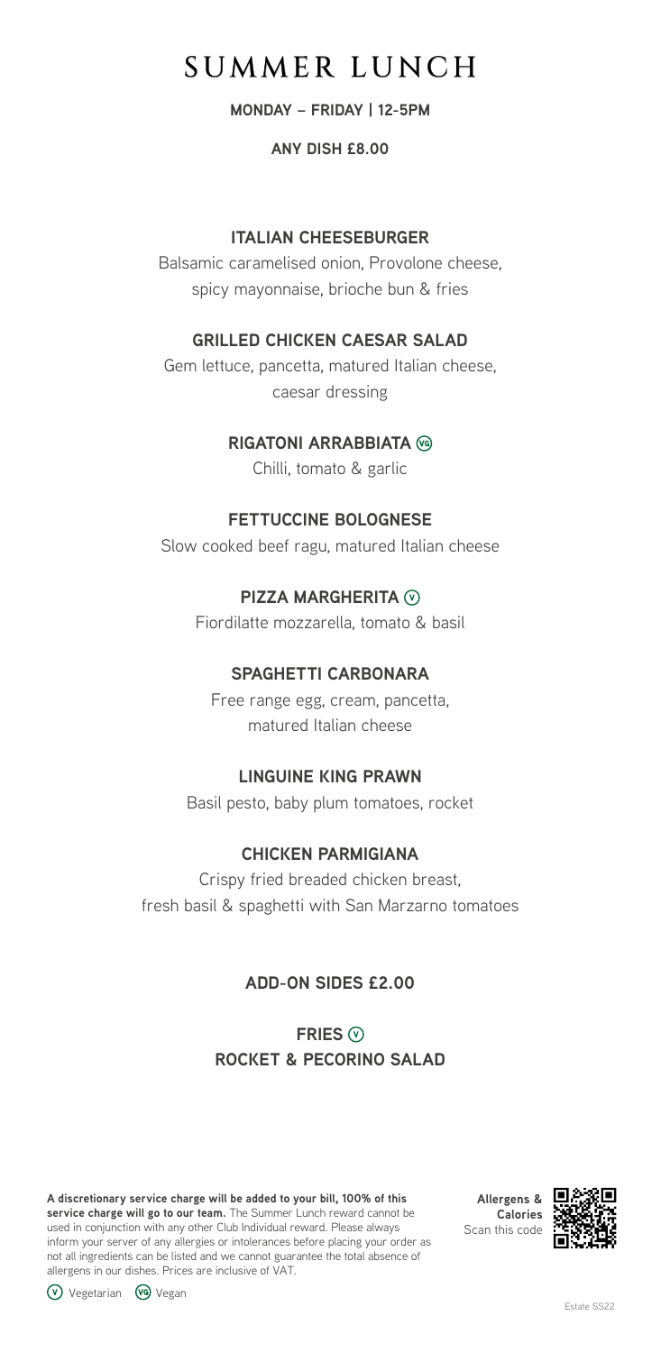# SUMMER LUNCH

**MONDAY – FRIDAY | 12-5PM**

**ANY DISH £8.00**

### ITALIAN CHEESEBURGER

Balsamic caramelised onion, Provolone cheese, spicy mayonnaise, brioche bun & fries

### GRILLED CHICKEN CAESAR SALAD

Gem lettuce, pancetta, matured Italian cheese, caesar dressing

### RIGATONI ARRABBIATA (VG)

Chilli, tomato & garlic

### FETTUCCINE BOLOGNESE

Slow cooked beef ragu, matured Italian cheese

### PIZZA MARGHERITA (V)

Fiordilatte mozzarella, tomato & basil

### SPAGHETTI CARBONARA

Free range egg, cream, pancetta, matured Italian cheese

### LINGUINE KING PRAWN

Basil pesto, baby plum tomatoes, rocket

### CHICKEN PARMIGIANA

Crispy fried breaded chicken breast, fresh basil & spaghetti with San Marzarno tomatoes

## ADD-ON SIDES £2.00

**FRIES (V)**
**ROCKET & PECORINO SALAD**

**A discretionary service charge will be added to your bill, 100% of this service charge will go to our team.** The Summer Lunch reward cannot be used in conjunction with any other Club Individual reward. Please always inform your server of any allergies or intolerances before placing your order as not all ingredients can be listed and we cannot guarantee the total absence of allergens in our dishes. Prices are inclusive of VAT.

**Allergens & Calories** Scan this code

(V) Vegetarian (VG) Vegan

Estate SS22